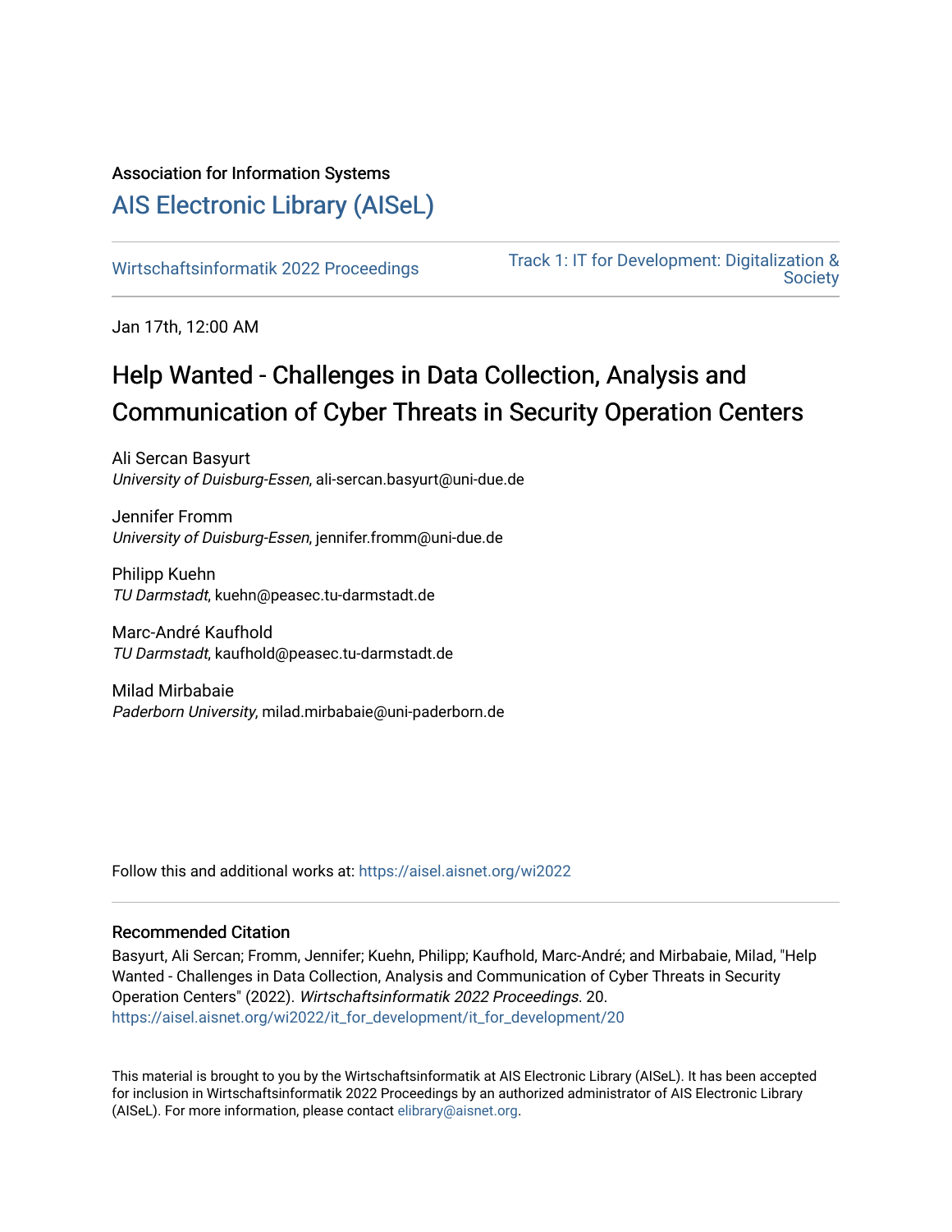Association for Information Systems

# AIS Electronic Library (AISeL)

Wirtschaftsinformatik 2022 Proceedings

Track 1: IT for Development: Digitalization & Society

Jan 17th, 12:00 AM

## Help Wanted - Challenges in Data Collection, Analysis and Communication of Cyber Threats in Security Operation Centers

Ali Sercan Basyurt
*University of Duisburg-Essen*, ali-sercan.basyurt@uni-due.de

Jennifer Fromm
*University of Duisburg-Essen*, jennifer.fromm@uni-due.de

Philipp Kuehn
*TU Darmstadt*, kuehn@peasec.tu-darmstadt.de

Marc-André Kaufhold
*TU Darmstadt*, kaufhold@peasec.tu-darmstadt.de

Milad Mirbabaie
*Paderborn University*, milad.mirbabaie@uni-paderborn.de

Follow this and additional works at: https://aisel.aisnet.org/wi2022

### Recommended Citation

Basyurt, Ali Sercan; Fromm, Jennifer; Kuehn, Philipp; Kaufhold, Marc-André; and Mirbabaie, Milad, "Help Wanted - Challenges in Data Collection, Analysis and Communication of Cyber Threats in Security Operation Centers" (2022). *Wirtschaftsinformatik 2022 Proceedings*. 20.
https://aisel.aisnet.org/wi2022/it_for_development/it_for_development/20

This material is brought to you by the Wirtschaftsinformatik at AIS Electronic Library (AISeL). It has been accepted for inclusion in Wirtschaftsinformatik 2022 Proceedings by an authorized administrator of AIS Electronic Library (AISeL). For more information, please contact elibrary@aisnet.org.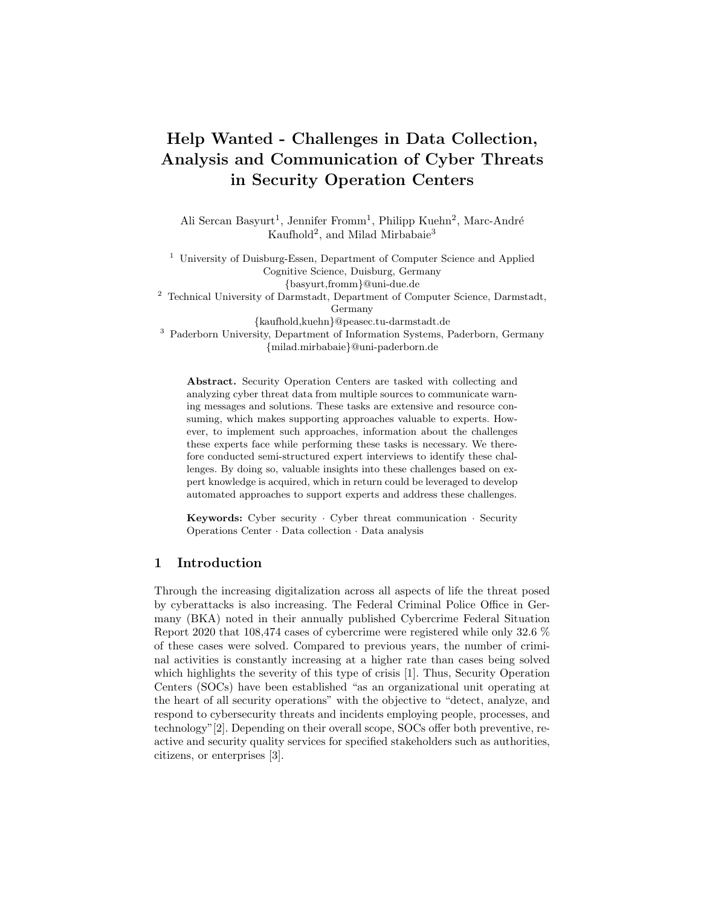# Help Wanted - Challenges in Data Collection, Analysis and Communication of Cyber Threats in Security Operation Centers

Ali Sercan Basyurt[1], Jennifer Fromm[1], Philipp Kuehn[2], Marc-André Kaufhold[2], and Milad Mirbabaie[3]

[1] University of Duisburg-Essen, Department of Computer Science and Applied Cognitive Science, Duisburg, Germany
{basyurt,fromm}@uni-due.de

[2] Technical University of Darmstadt, Department of Computer Science, Darmstadt, Germany
{kaufhold,kuehn}@peasec.tu-darmstadt.de

[3] Paderborn University, Department of Information Systems, Paderborn, Germany
{milad.mirbabaie}@uni-paderborn.de

**Abstract.** Security Operation Centers are tasked with collecting and analyzing cyber threat data from multiple sources to communicate warning messages and solutions. These tasks are extensive and resource consuming, which makes supporting approaches valuable to experts. However, to implement such approaches, information about the challenges these experts face while performing these tasks is necessary. We therefore conducted semi-structured expert interviews to identify these challenges. By doing so, valuable insights into these challenges based on expert knowledge is acquired, which in return could be leveraged to develop automated approaches to support experts and address these challenges.

**Keywords:** Cyber security · Cyber threat communication · Security Operations Center · Data collection · Data analysis

## 1 Introduction

Through the increasing digitalization across all aspects of life the threat posed by cyberattacks is also increasing. The Federal Criminal Police Office in Germany (BKA) noted in their annually published Cybercrime Federal Situation Report 2020 that 108,474 cases of cybercrime were registered while only 32.6 % of these cases were solved. Compared to previous years, the number of criminal activities is constantly increasing at a higher rate than cases being solved which highlights the severity of this type of crisis [1]. Thus, Security Operation Centers (SOCs) have been established "as an organizational unit operating at the heart of all security operations" with the objective to "detect, analyze, and respond to cybersecurity threats and incidents employing people, processes, and technology"[2]. Depending on their overall scope, SOCs offer both preventive, reactive and security quality services for specified stakeholders such as authorities, citizens, or enterprises [3].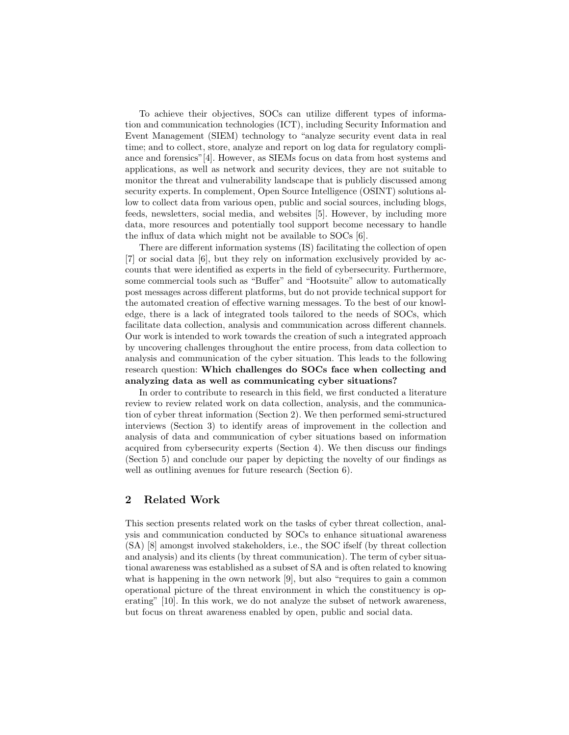To achieve their objectives, SOCs can utilize different types of information and communication technologies (ICT), including Security Information and Event Management (SIEM) technology to "analyze security event data in real time; and to collect, store, analyze and report on log data for regulatory compliance and forensics"[4]. However, as SIEMs focus on data from host systems and applications, as well as network and security devices, they are not suitable to monitor the threat and vulnerability landscape that is publicly discussed among security experts. In complement, Open Source Intelligence (OSINT) solutions allow to collect data from various open, public and social sources, including blogs, feeds, newsletters, social media, and websites [5]. However, by including more data, more resources and potentially tool support become necessary to handle the influx of data which might not be available to SOCs [6].

There are different information systems (IS) facilitating the collection of open [7] or social data [6], but they rely on information exclusively provided by accounts that were identified as experts in the field of cybersecurity. Furthermore, some commercial tools such as "Buffer" and "Hootsuite" allow to automatically post messages across different platforms, but do not provide technical support for the automated creation of effective warning messages. To the best of our knowledge, there is a lack of integrated tools tailored to the needs of SOCs, which facilitate data collection, analysis and communication across different channels. Our work is intended to work towards the creation of such a integrated approach by uncovering challenges throughout the entire process, from data collection to analysis and communication of the cyber situation. This leads to the following research question: **Which challenges do SOCs face when collecting and analyzing data as well as communicating cyber situations?**

In order to contribute to research in this field, we first conducted a literature review to review related work on data collection, analysis, and the communication of cyber threat information (Section 2). We then performed semi-structured interviews (Section 3) to identify areas of improvement in the collection and analysis of data and communication of cyber situations based on information acquired from cybersecurity experts (Section 4). We then discuss our findings (Section 5) and conclude our paper by depicting the novelty of our findings as well as outlining avenues for future research (Section 6).

## 2 Related Work

This section presents related work on the tasks of cyber threat collection, analysis and communication conducted by SOCs to enhance situational awareness (SA) [8] amongst involved stakeholders, i.e., the SOC ifself (by threat collection and analysis) and its clients (by threat communication). The term of cyber situational awareness was established as a subset of SA and is often related to knowing what is happening in the own network [9], but also "requires to gain a common operational picture of the threat environment in which the constituency is operating" [10]. In this work, we do not analyze the subset of network awareness, but focus on threat awareness enabled by open, public and social data.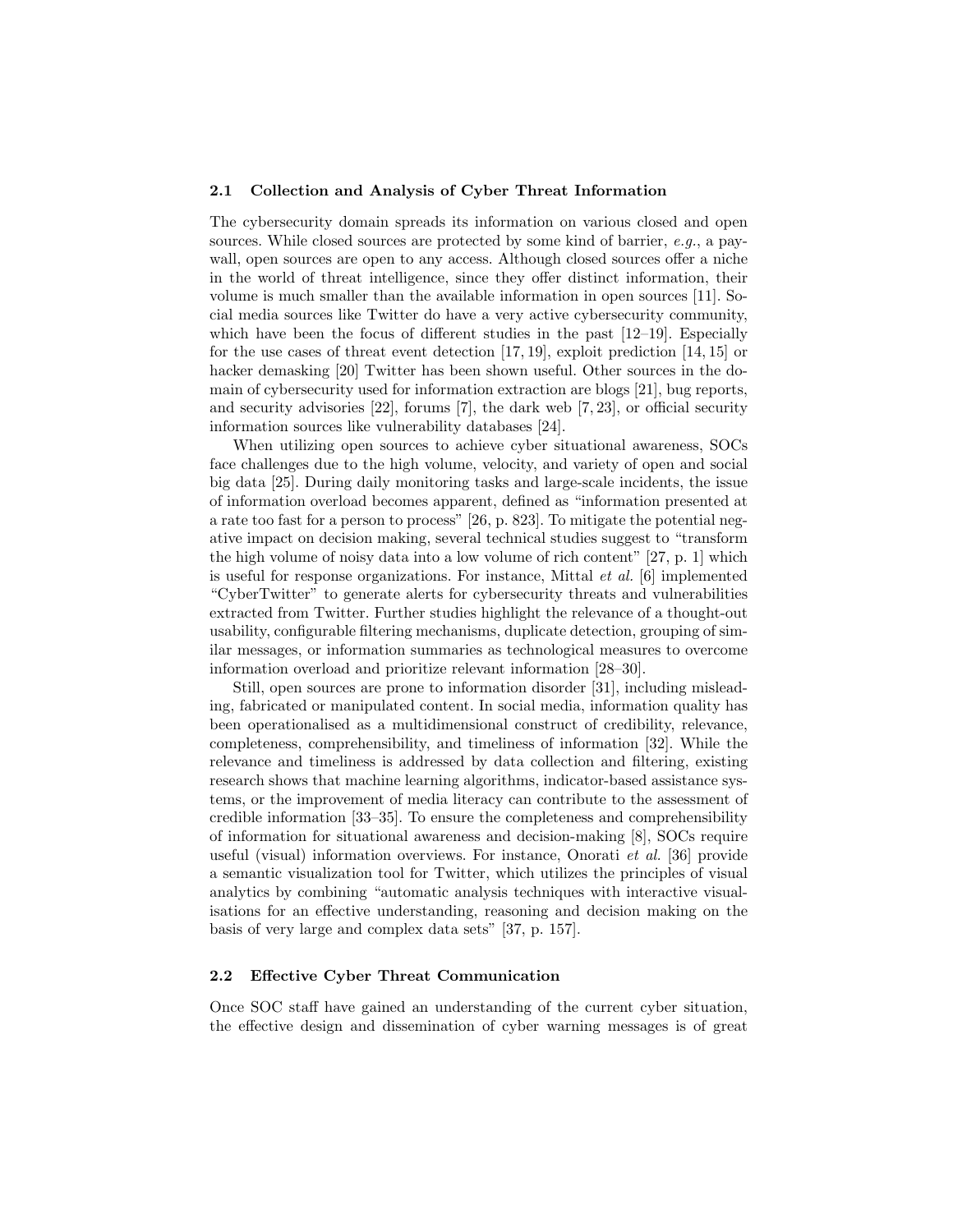### 2.1 Collection and Analysis of Cyber Threat Information

The cybersecurity domain spreads its information on various closed and open sources. While closed sources are protected by some kind of barrier, *e.g.*, a paywall, open sources are open to any access. Although closed sources offer a niche in the world of threat intelligence, since they offer distinct information, their volume is much smaller than the available information in open sources [11]. Social media sources like Twitter do have a very active cybersecurity community, which have been the focus of different studies in the past [12–19]. Especially for the use cases of threat event detection [17, 19], exploit prediction [14, 15] or hacker demasking [20] Twitter has been shown useful. Other sources in the domain of cybersecurity used for information extraction are blogs [21], bug reports, and security advisories [22], forums [7], the dark web [7, 23], or official security information sources like vulnerability databases [24].

When utilizing open sources to achieve cyber situational awareness, SOCs face challenges due to the high volume, velocity, and variety of open and social big data [25]. During daily monitoring tasks and large-scale incidents, the issue of information overload becomes apparent, defined as "information presented at a rate too fast for a person to process" [26, p. 823]. To mitigate the potential negative impact on decision making, several technical studies suggest to "transform the high volume of noisy data into a low volume of rich content" [27, p. 1] which is useful for response organizations. For instance, Mittal *et al.* [6] implemented "CyberTwitter" to generate alerts for cybersecurity threats and vulnerabilities extracted from Twitter. Further studies highlight the relevance of a thought-out usability, configurable filtering mechanisms, duplicate detection, grouping of similar messages, or information summaries as technological measures to overcome information overload and prioritize relevant information [28–30].

Still, open sources are prone to information disorder [31], including misleading, fabricated or manipulated content. In social media, information quality has been operationalised as a multidimensional construct of credibility, relevance, completeness, comprehensibility, and timeliness of information [32]. While the relevance and timeliness is addressed by data collection and filtering, existing research shows that machine learning algorithms, indicator-based assistance systems, or the improvement of media literacy can contribute to the assessment of credible information [33–35]. To ensure the completeness and comprehensibility of information for situational awareness and decision-making [8], SOCs require useful (visual) information overviews. For instance, Onorati *et al.* [36] provide a semantic visualization tool for Twitter, which utilizes the principles of visual analytics by combining "automatic analysis techniques with interactive visualisations for an effective understanding, reasoning and decision making on the basis of very large and complex data sets" [37, p. 157].

### 2.2 Effective Cyber Threat Communication

Once SOC staff have gained an understanding of the current cyber situation, the effective design and dissemination of cyber warning messages is of great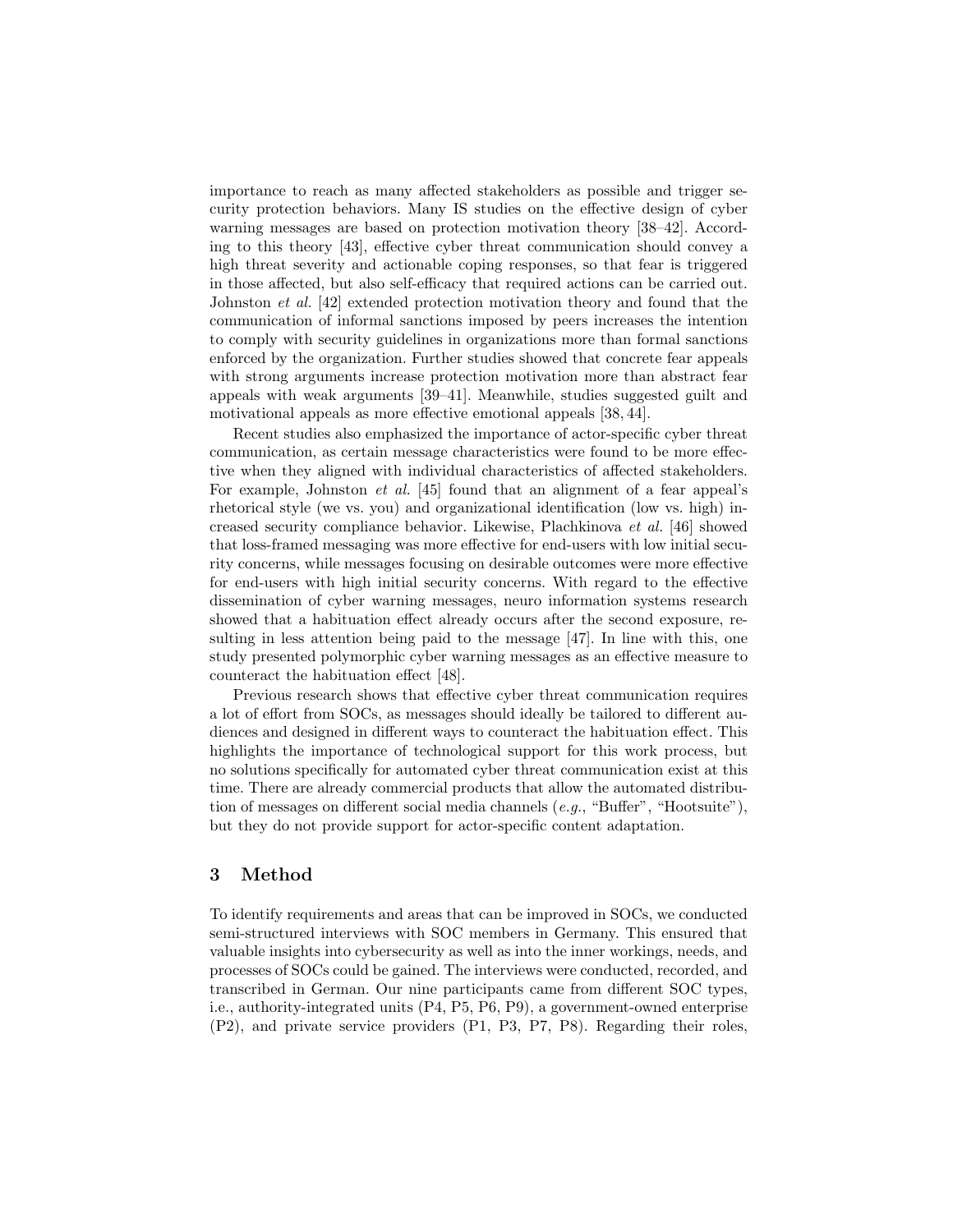importance to reach as many affected stakeholders as possible and trigger security protection behaviors. Many IS studies on the effective design of cyber warning messages are based on protection motivation theory [38–42]. According to this theory [43], effective cyber threat communication should convey a high threat severity and actionable coping responses, so that fear is triggered in those affected, but also self-efficacy that required actions can be carried out. Johnston *et al.* [42] extended protection motivation theory and found that the communication of informal sanctions imposed by peers increases the intention to comply with security guidelines in organizations more than formal sanctions enforced by the organization. Further studies showed that concrete fear appeals with strong arguments increase protection motivation more than abstract fear appeals with weak arguments [39–41]. Meanwhile, studies suggested guilt and motivational appeals as more effective emotional appeals [38, 44].

Recent studies also emphasized the importance of actor-specific cyber threat communication, as certain message characteristics were found to be more effective when they aligned with individual characteristics of affected stakeholders. For example, Johnston *et al.* [45] found that an alignment of a fear appeal's rhetorical style (we vs. you) and organizational identification (low vs. high) increased security compliance behavior. Likewise, Plachkinova *et al.* [46] showed that loss-framed messaging was more effective for end-users with low initial security concerns, while messages focusing on desirable outcomes were more effective for end-users with high initial security concerns. With regard to the effective dissemination of cyber warning messages, neuro information systems research showed that a habituation effect already occurs after the second exposure, resulting in less attention being paid to the message [47]. In line with this, one study presented polymorphic cyber warning messages as an effective measure to counteract the habituation effect [48].

Previous research shows that effective cyber threat communication requires a lot of effort from SOCs, as messages should ideally be tailored to different audiences and designed in different ways to counteract the habituation effect. This highlights the importance of technological support for this work process, but no solutions specifically for automated cyber threat communication exist at this time. There are already commercial products that allow the automated distribution of messages on different social media channels (*e.g.*, "Buffer", "Hootsuite"), but they do not provide support for actor-specific content adaptation.

## 3 Method

To identify requirements and areas that can be improved in SOCs, we conducted semi-structured interviews with SOC members in Germany. This ensured that valuable insights into cybersecurity as well as into the inner workings, needs, and processes of SOCs could be gained. The interviews were conducted, recorded, and transcribed in German. Our nine participants came from different SOC types, i.e., authority-integrated units (P4, P5, P6, P9), a government-owned enterprise (P2), and private service providers (P1, P3, P7, P8). Regarding their roles,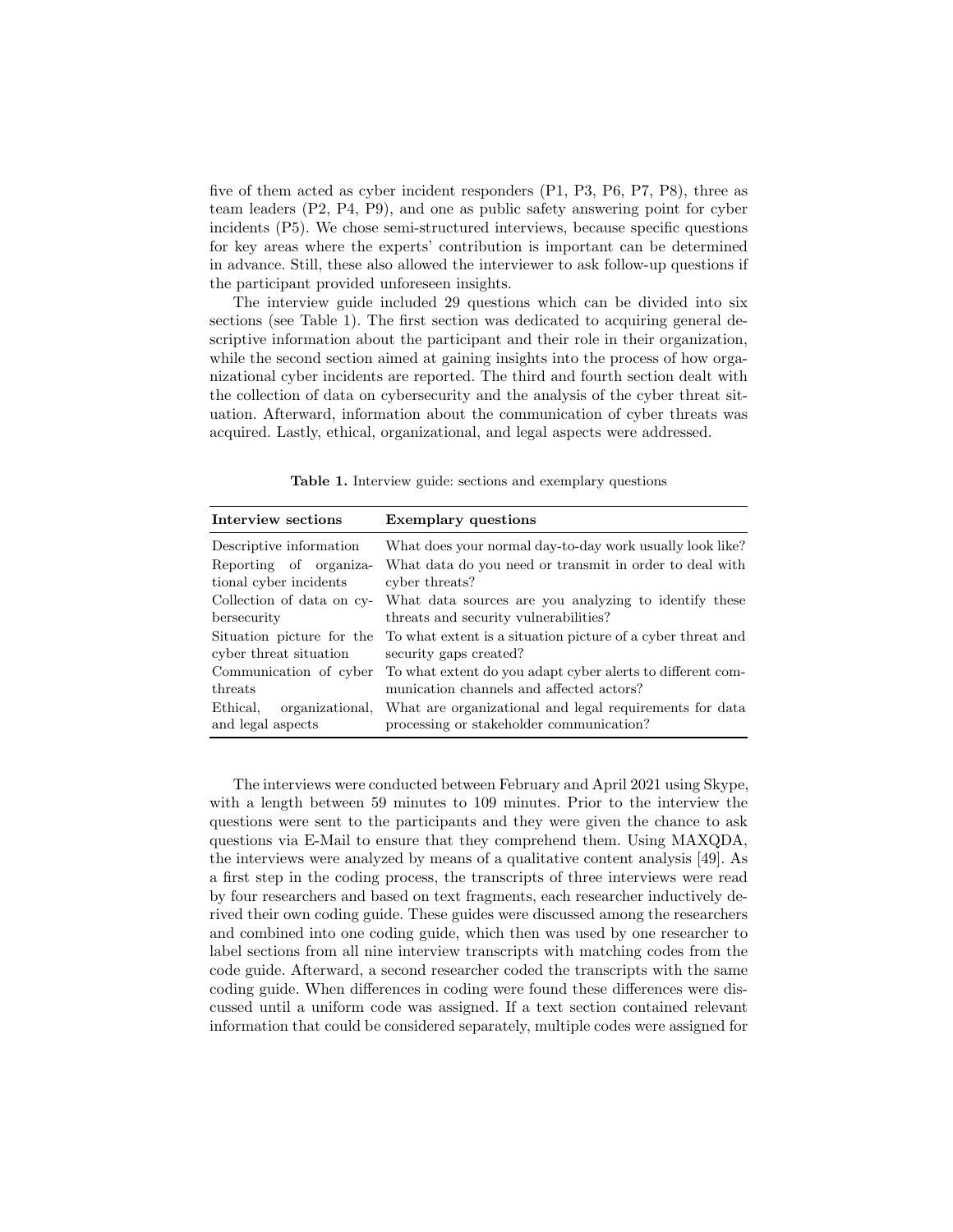five of them acted as cyber incident responders (P1, P3, P6, P7, P8), three as team leaders (P2, P4, P9), and one as public safety answering point for cyber incidents (P5). We chose semi-structured interviews, because specific questions for key areas where the experts' contribution is important can be determined in advance. Still, these also allowed the interviewer to ask follow-up questions if the participant provided unforeseen insights.

The interview guide included 29 questions which can be divided into six sections (see Table 1). The first section was dedicated to acquiring general descriptive information about the participant and their role in their organization, while the second section aimed at gaining insights into the process of how organizational cyber incidents are reported. The third and fourth section dealt with the collection of data on cybersecurity and the analysis of the cyber threat situation. Afterward, information about the communication of cyber threats was acquired. Lastly, ethical, organizational, and legal aspects were addressed.

**Table 1.** Interview guide: sections and exemplary questions

| Interview sections | Exemplary questions |
|---|---|
| Descriptive information | What does your normal day-to-day work usually look like? |
| Reporting of organizational cyber incidents | What data do you need or transmit in order to deal with cyber threats? |
| Collection of data on cybersecurity | What data sources are you analyzing to identify these threats and security vulnerabilities? |
| Situation picture for the cyber threat situation | To what extent is a situation picture of a cyber threat and security gaps created? |
| Communication of cyber threats | To what extent do you adapt cyber alerts to different communication channels and affected actors? |
| Ethical, organizational, and legal aspects | What are organizational and legal requirements for data processing or stakeholder communication? |

The interviews were conducted between February and April 2021 using Skype, with a length between 59 minutes to 109 minutes. Prior to the interview the questions were sent to the participants and they were given the chance to ask questions via E-Mail to ensure that they comprehend them. Using MAXQDA, the interviews were analyzed by means of a qualitative content analysis [49]. As a first step in the coding process, the transcripts of three interviews were read by four researchers and based on text fragments, each researcher inductively derived their own coding guide. These guides were discussed among the researchers and combined into one coding guide, which then was used by one researcher to label sections from all nine interview transcripts with matching codes from the code guide. Afterward, a second researcher coded the transcripts with the same coding guide. When differences in coding were found these differences were discussed until a uniform code was assigned. If a text section contained relevant information that could be considered separately, multiple codes were assigned for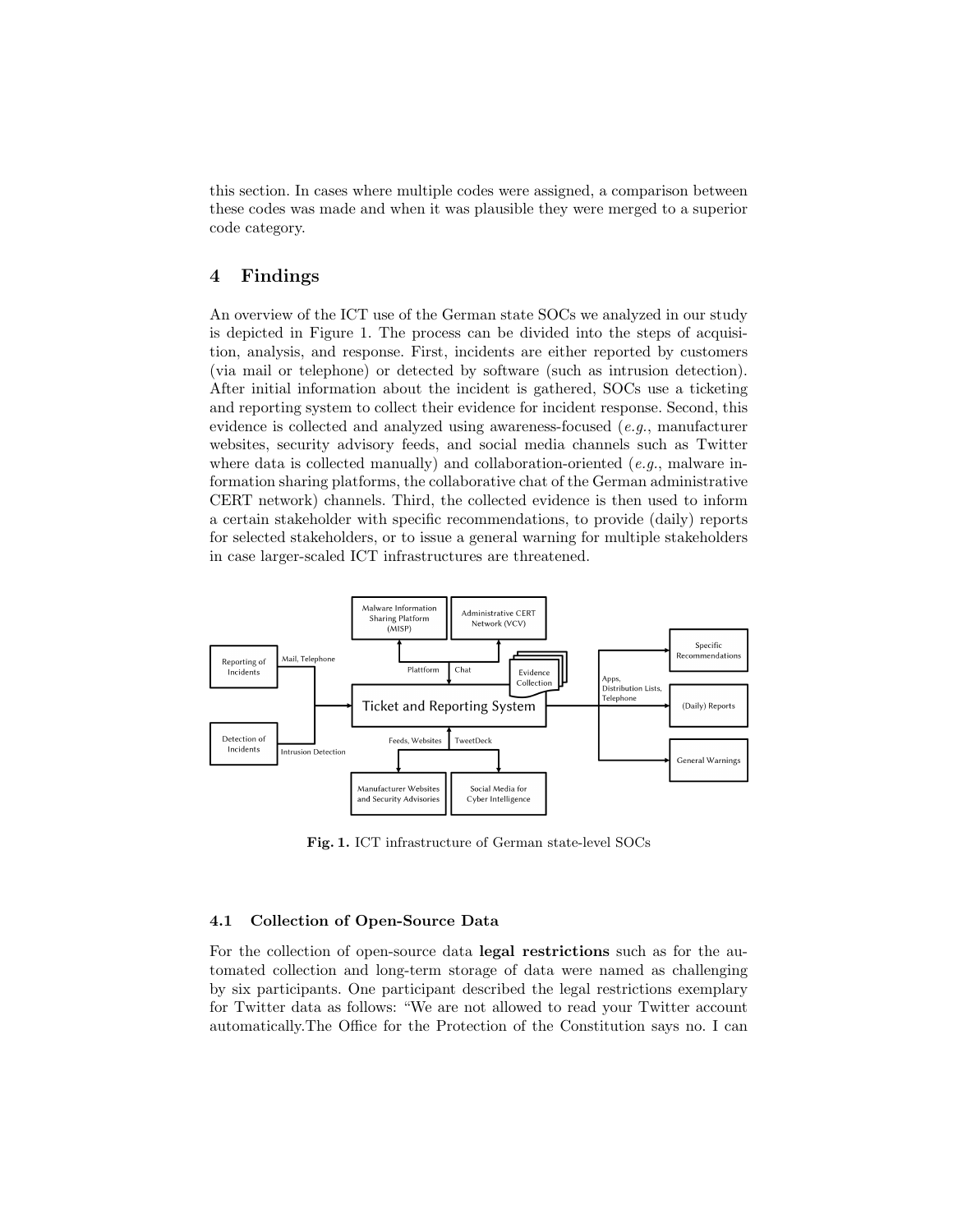this section. In cases where multiple codes were assigned, a comparison between these codes was made and when it was plausible they were merged to a superior code category.

## 4 Findings

An overview of the ICT use of the German state SOCs we analyzed in our study is depicted in Figure 1. The process can be divided into the steps of acquisition, analysis, and response. First, incidents are either reported by customers (via mail or telephone) or detected by software (such as intrusion detection). After initial information about the incident is gathered, SOCs use a ticketing and reporting system to collect their evidence for incident response. Second, this evidence is collected and analyzed using awareness-focused (*e.g.*, manufacturer websites, security advisory feeds, and social media channels such as Twitter where data is collected manually) and collaboration-oriented (*e.g.*, malware information sharing platforms, the collaborative chat of the German administrative CERT network) channels. Third, the collected evidence is then used to inform a certain stakeholder with specific recommendations, to provide (daily) reports for selected stakeholders, or to issue a general warning for multiple stakeholders in case larger-scaled ICT infrastructures are threatened.

**Fig. 1.** ICT infrastructure of German state-level SOCs

### 4.1 Collection of Open-Source Data

For the collection of open-source data **legal restrictions** such as for the automated collection and long-term storage of data were named as challenging by six participants. One participant described the legal restrictions exemplary for Twitter data as follows: "We are not allowed to read your Twitter account automatically.The Office for the Protection of the Constitution says no. I can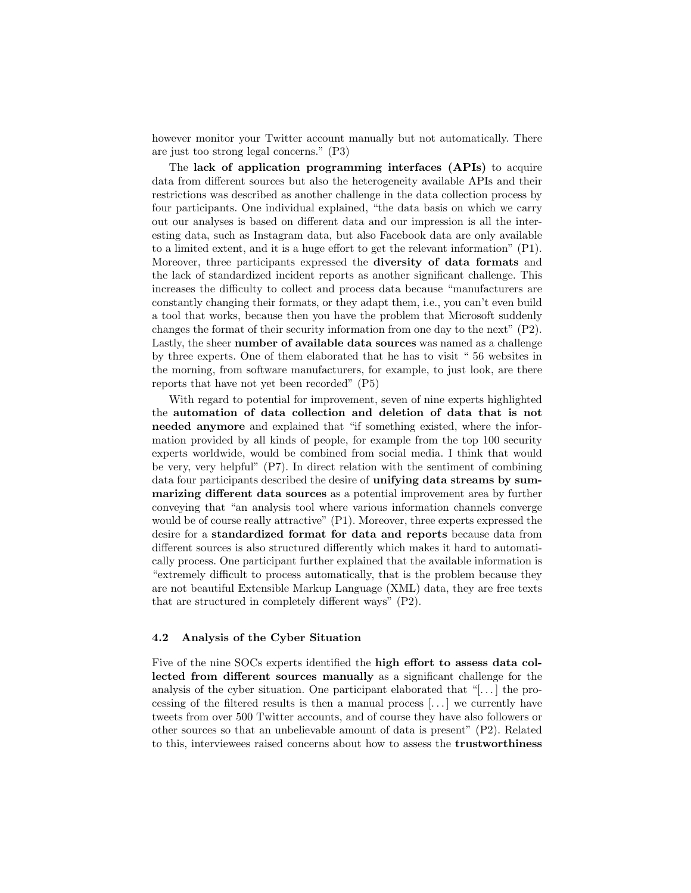however monitor your Twitter account manually but not automatically. There are just too strong legal concerns." (P3)

The **lack of application programming interfaces (APIs)** to acquire data from different sources but also the heterogeneity available APIs and their restrictions was described as another challenge in the data collection process by four participants. One individual explained, "the data basis on which we carry out our analyses is based on different data and our impression is all the interesting data, such as Instagram data, but also Facebook data are only available to a limited extent, and it is a huge effort to get the relevant information" (P1). Moreover, three participants expressed the **diversity of data formats** and the lack of standardized incident reports as another significant challenge. This increases the difficulty to collect and process data because "manufacturers are constantly changing their formats, or they adapt them, i.e., you can't even build a tool that works, because then you have the problem that Microsoft suddenly changes the format of their security information from one day to the next" (P2). Lastly, the sheer **number of available data sources** was named as a challenge by three experts. One of them elaborated that he has to visit " 56 websites in the morning, from software manufacturers, for example, to just look, are there reports that have not yet been recorded" (P5)

With regard to potential for improvement, seven of nine experts highlighted the **automation of data collection and deletion of data that is not needed anymore** and explained that "if something existed, where the information provided by all kinds of people, for example from the top 100 security experts worldwide, would be combined from social media. I think that would be very, very helpful" (P7). In direct relation with the sentiment of combining data four participants described the desire of **unifying data streams by summarizing different data sources** as a potential improvement area by further conveying that "an analysis tool where various information channels converge would be of course really attractive" (P1). Moreover, three experts expressed the desire for a **standardized format for data and reports** because data from different sources is also structured differently which makes it hard to automatically process. One participant further explained that the available information is "extremely difficult to process automatically, that is the problem because they are not beautiful Extensible Markup Language (XML) data, they are free texts that are structured in completely different ways" (P2).

### 4.2 Analysis of the Cyber Situation

Five of the nine SOCs experts identified the **high effort to assess data collected from different sources manually** as a significant challenge for the analysis of the cyber situation. One participant elaborated that "[...] the processing of the filtered results is then a manual process [...] we currently have tweets from over 500 Twitter accounts, and of course they have also followers or other sources so that an unbelievable amount of data is present" (P2). Related to this, interviewees raised concerns about how to assess the **trustworthiness**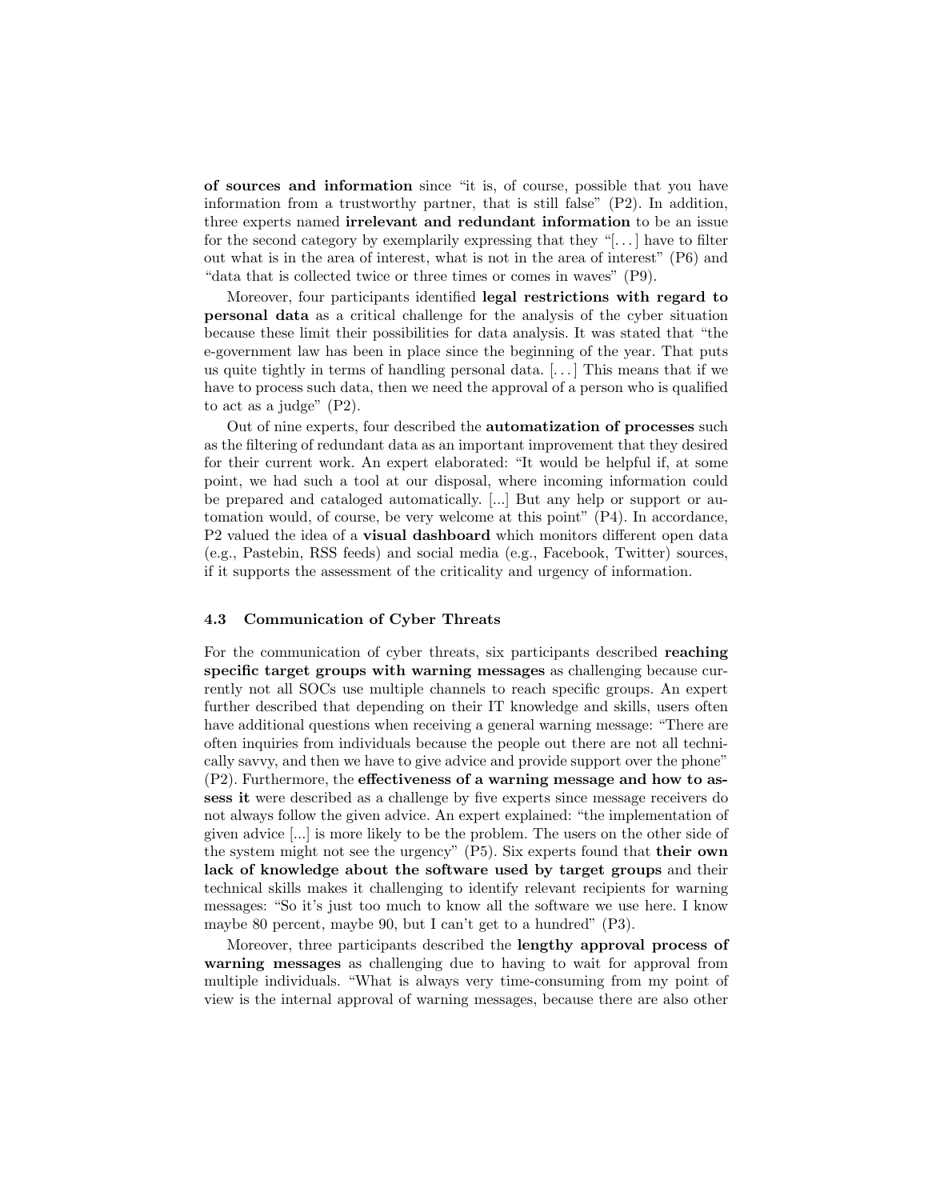**of sources and information** since "it is, of course, possible that you have information from a trustworthy partner, that is still false" (P2). In addition, three experts named **irrelevant and redundant information** to be an issue for the second category by exemplarily expressing that they "[. . . ] have to filter out what is in the area of interest, what is not in the area of interest" (P6) and "data that is collected twice or three times or comes in waves" (P9).

Moreover, four participants identified **legal restrictions with regard to personal data** as a critical challenge for the analysis of the cyber situation because these limit their possibilities for data analysis. It was stated that "the e-government law has been in place since the beginning of the year. That puts us quite tightly in terms of handling personal data. [. . . ] This means that if we have to process such data, then we need the approval of a person who is qualified to act as a judge" (P2).

Out of nine experts, four described the **automatization of processes** such as the filtering of redundant data as an important improvement that they desired for their current work. An expert elaborated: "It would be helpful if, at some point, we had such a tool at our disposal, where incoming information could be prepared and cataloged automatically. [...] But any help or support or automation would, of course, be very welcome at this point" (P4). In accordance, P2 valued the idea of a **visual dashboard** which monitors different open data (e.g., Pastebin, RSS feeds) and social media (e.g., Facebook, Twitter) sources, if it supports the assessment of the criticality and urgency of information.

### 4.3 Communication of Cyber Threats

For the communication of cyber threats, six participants described **reaching specific target groups with warning messages** as challenging because currently not all SOCs use multiple channels to reach specific groups. An expert further described that depending on their IT knowledge and skills, users often have additional questions when receiving a general warning message: "There are often inquiries from individuals because the people out there are not all technically savvy, and then we have to give advice and provide support over the phone" (P2). Furthermore, the **effectiveness of a warning message and how to assess it** were described as a challenge by five experts since message receivers do not always follow the given advice. An expert explained: "the implementation of given advice [...] is more likely to be the problem. The users on the other side of the system might not see the urgency" (P5). Six experts found that **their own lack of knowledge about the software used by target groups** and their technical skills makes it challenging to identify relevant recipients for warning messages: "So it's just too much to know all the software we use here. I know maybe 80 percent, maybe 90, but I can't get to a hundred" (P3).

Moreover, three participants described the **lengthy approval process of warning messages** as challenging due to having to wait for approval from multiple individuals. "What is always very time-consuming from my point of view is the internal approval of warning messages, because there are also other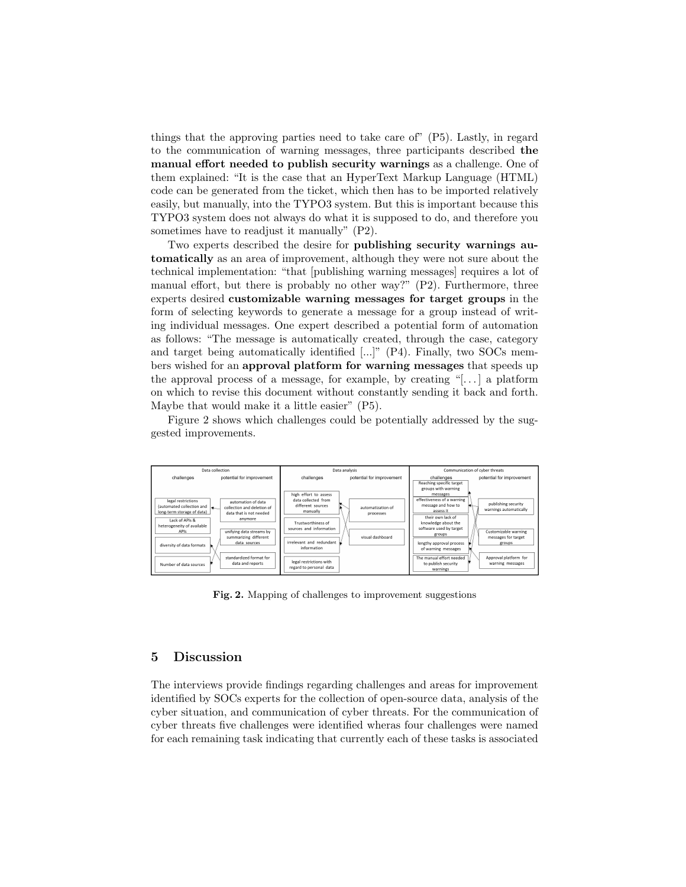things that the approving parties need to take care of" (P5). Lastly, in regard to the communication of warning messages, three participants described **the manual effort needed to publish security warnings** as a challenge. One of them explained: "It is the case that an HyperText Markup Language (HTML) code can be generated from the ticket, which then has to be imported relatively easily, but manually, into the TYPO3 system. But this is important because this TYPO3 system does not always do what it is supposed to do, and therefore you sometimes have to readjust it manually" (P2).

Two experts described the desire for **publishing security warnings automatically** as an area of improvement, although they were not sure about the technical implementation: "that [publishing warning messages] requires a lot of manual effort, but there is probably no other way?" (P2). Furthermore, three experts desired **customizable warning messages for target groups** in the form of selecting keywords to generate a message for a group instead of writing individual messages. One expert described a potential form of automation as follows: "The message is automatically created, through the case, category and target being automatically identified [...]" (P4). Finally, two SOCs members wished for an **approval platform for warning messages** that speeds up the approval process of a message, for example, by creating "[...] a platform on which to revise this document without constantly sending it back and forth. Maybe that would make it a little easier" (P5).

Figure 2 shows which challenges could be potentially addressed by the suggested improvements.

**Fig. 2.** Mapping of challenges to improvement suggestions

## 5 Discussion

The interviews provide findings regarding challenges and areas for improvement identified by SOCs experts for the collection of open-source data, analysis of the cyber situation, and communication of cyber threats. For the communication of cyber threats five challenges were identified wheras four challenges were named for each remaining task indicating that currently each of these tasks is associated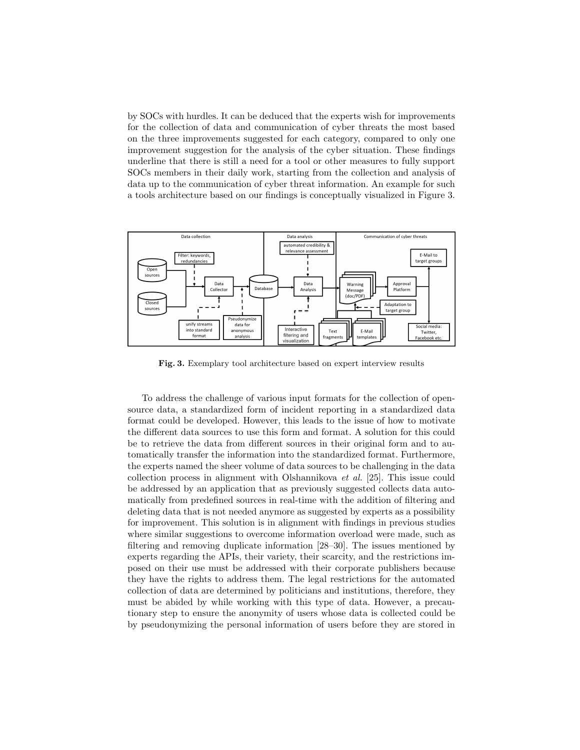by SOCs with hurdles. It can be deduced that the experts wish for improvements for the collection of data and communication of cyber threats the most based on the three improvements suggested for each category, compared to only one improvement suggestion for the analysis of the cyber situation. These findings underline that there is still a need for a tool or other measures to fully support SOCs members in their daily work, starting from the collection and analysis of data up to the communication of cyber threat information. An example for such a tools architecture based on our findings is conceptually visualized in Figure 3.

**Fig. 3.** Exemplary tool architecture based on expert interview results

To address the challenge of various input formats for the collection of open-source data, a standardized form of incident reporting in a standardized data format could be developed. However, this leads to the issue of how to motivate the different data sources to use this form and format. A solution for this could be to retrieve the data from different sources in their original form and to automatically transfer the information into the standardized format. Furthermore, the experts named the sheer volume of data sources to be challenging in the data collection process in alignment with Olshannikova *et al.* [25]. This issue could be addressed by an application that as previously suggested collects data automatically from predefined sources in real-time with the addition of filtering and deleting data that is not needed anymore as suggested by experts as a possibility for improvement. This solution is in alignment with findings in previous studies where similar suggestions to overcome information overload were made, such as filtering and removing duplicate information [28–30]. The issues mentioned by experts regarding the APIs, their variety, their scarcity, and the restrictions imposed on their use must be addressed with their corporate publishers because they have the rights to address them. The legal restrictions for the automated collection of data are determined by politicians and institutions, therefore, they must be abided by while working with this type of data. However, a precautionary step to ensure the anonymity of users whose data is collected could be by pseudonymizing the personal information of users before they are stored in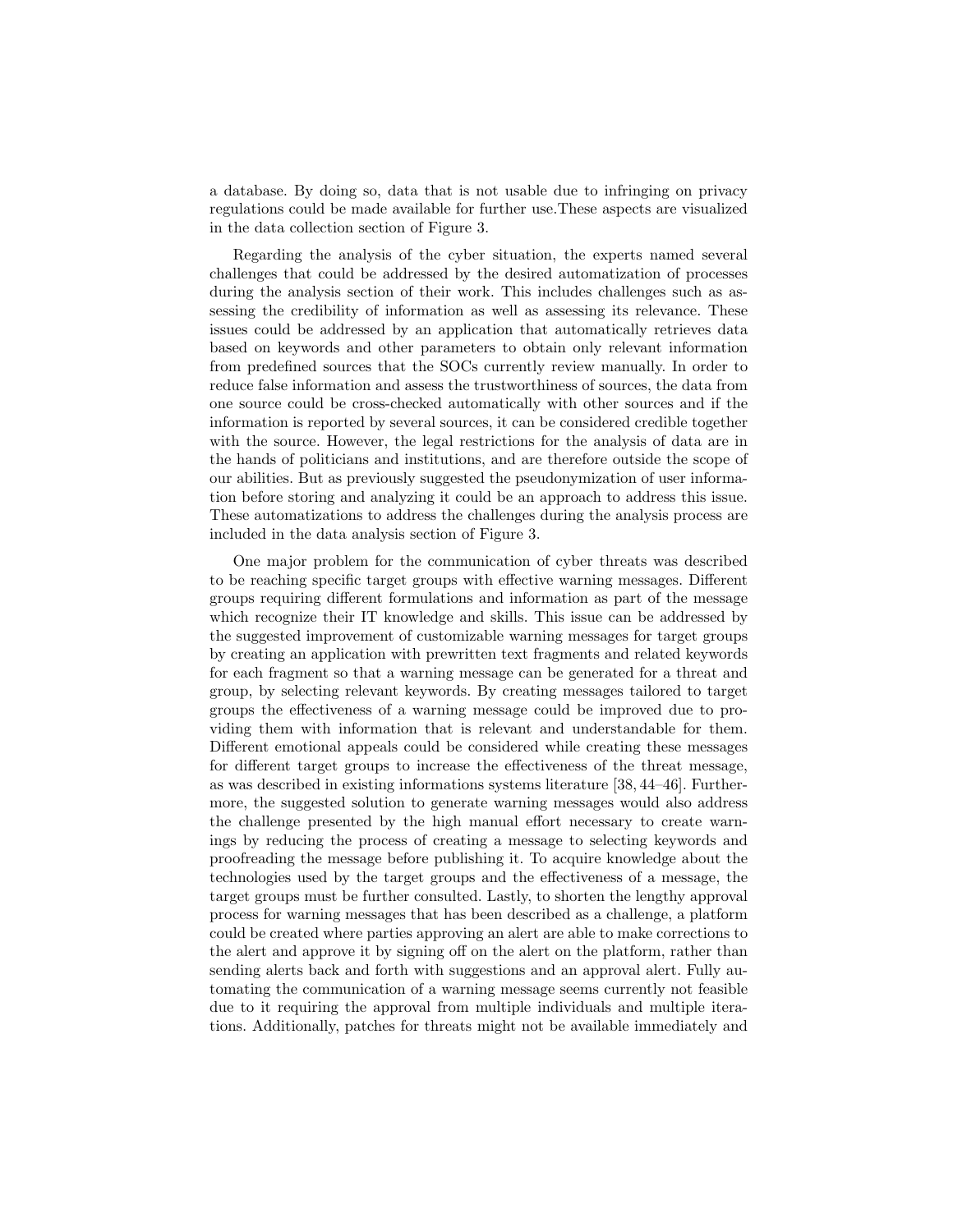a database. By doing so, data that is not usable due to infringing on privacy regulations could be made available for further use.These aspects are visualized in the data collection section of Figure 3.

Regarding the analysis of the cyber situation, the experts named several challenges that could be addressed by the desired automatization of processes during the analysis section of their work. This includes challenges such as assessing the credibility of information as well as assessing its relevance. These issues could be addressed by an application that automatically retrieves data based on keywords and other parameters to obtain only relevant information from predefined sources that the SOCs currently review manually. In order to reduce false information and assess the trustworthiness of sources, the data from one source could be cross-checked automatically with other sources and if the information is reported by several sources, it can be considered credible together with the source. However, the legal restrictions for the analysis of data are in the hands of politicians and institutions, and are therefore outside the scope of our abilities. But as previously suggested the pseudonymization of user information before storing and analyzing it could be an approach to address this issue. These automatizations to address the challenges during the analysis process are included in the data analysis section of Figure 3.

One major problem for the communication of cyber threats was described to be reaching specific target groups with effective warning messages. Different groups requiring different formulations and information as part of the message which recognize their IT knowledge and skills. This issue can be addressed by the suggested improvement of customizable warning messages for target groups by creating an application with prewritten text fragments and related keywords for each fragment so that a warning message can be generated for a threat and group, by selecting relevant keywords. By creating messages tailored to target groups the effectiveness of a warning message could be improved due to providing them with information that is relevant and understandable for them. Different emotional appeals could be considered while creating these messages for different target groups to increase the effectiveness of the threat message, as was described in existing informations systems literature [38, 44–46]. Furthermore, the suggested solution to generate warning messages would also address the challenge presented by the high manual effort necessary to create warnings by reducing the process of creating a message to selecting keywords and proofreading the message before publishing it. To acquire knowledge about the technologies used by the target groups and the effectiveness of a message, the target groups must be further consulted. Lastly, to shorten the lengthy approval process for warning messages that has been described as a challenge, a platform could be created where parties approving an alert are able to make corrections to the alert and approve it by signing off on the alert on the platform, rather than sending alerts back and forth with suggestions and an approval alert. Fully automating the communication of a warning message seems currently not feasible due to it requiring the approval from multiple individuals and multiple iterations. Additionally, patches for threats might not be available immediately and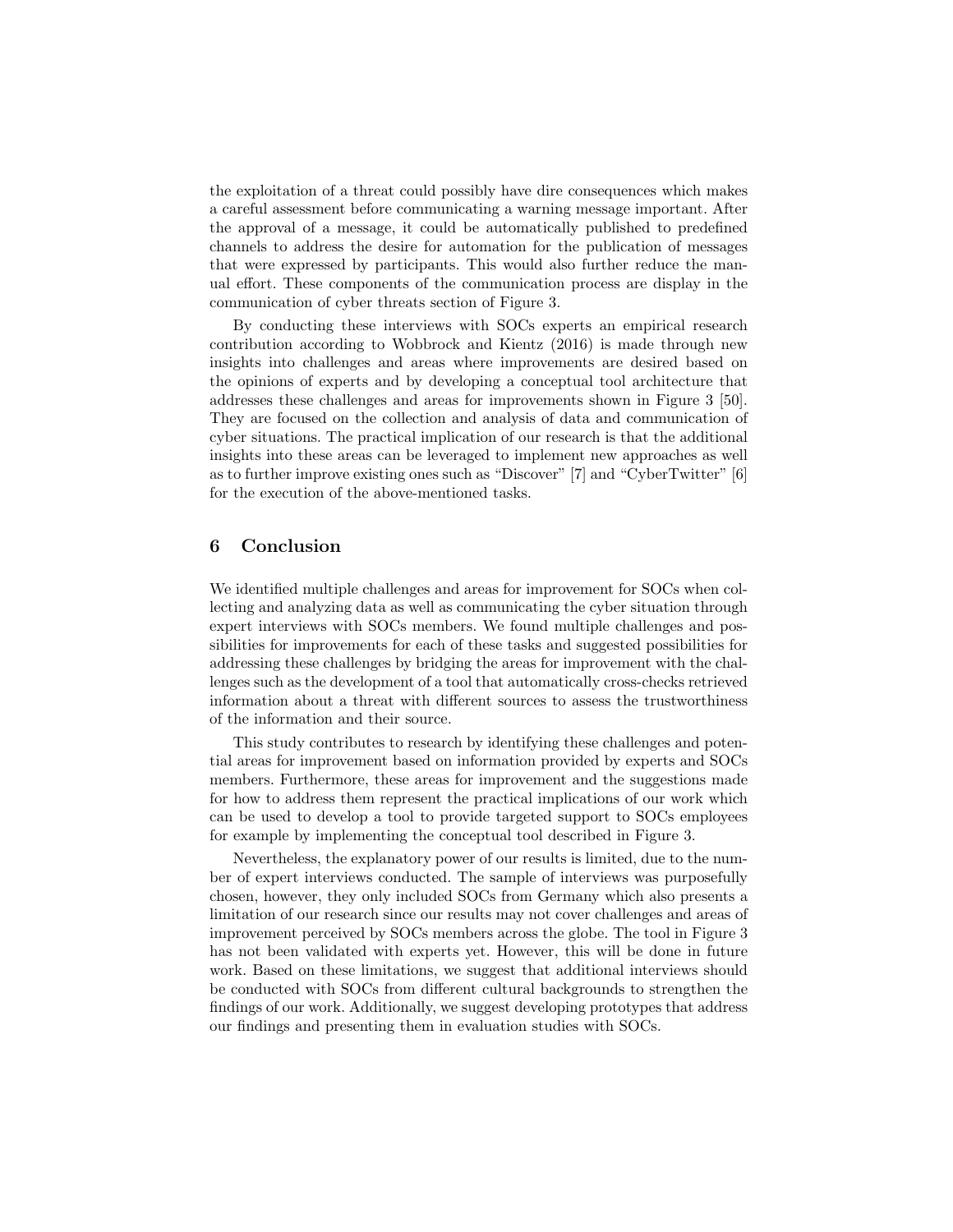the exploitation of a threat could possibly have dire consequences which makes a careful assessment before communicating a warning message important. After the approval of a message, it could be automatically published to predefined channels to address the desire for automation for the publication of messages that were expressed by participants. This would also further reduce the manual effort. These components of the communication process are display in the communication of cyber threats section of Figure 3.

By conducting these interviews with SOCs experts an empirical research contribution according to Wobbrock and Kientz (2016) is made through new insights into challenges and areas where improvements are desired based on the opinions of experts and by developing a conceptual tool architecture that addresses these challenges and areas for improvements shown in Figure 3 [50]. They are focused on the collection and analysis of data and communication of cyber situations. The practical implication of our research is that the additional insights into these areas can be leveraged to implement new approaches as well as to further improve existing ones such as "Discover" [7] and "CyberTwitter" [6] for the execution of the above-mentioned tasks.

## 6 Conclusion

We identified multiple challenges and areas for improvement for SOCs when collecting and analyzing data as well as communicating the cyber situation through expert interviews with SOCs members. We found multiple challenges and possibilities for improvements for each of these tasks and suggested possibilities for addressing these challenges by bridging the areas for improvement with the challenges such as the development of a tool that automatically cross-checks retrieved information about a threat with different sources to assess the trustworthiness of the information and their source.

This study contributes to research by identifying these challenges and potential areas for improvement based on information provided by experts and SOCs members. Furthermore, these areas for improvement and the suggestions made for how to address them represent the practical implications of our work which can be used to develop a tool to provide targeted support to SOCs employees for example by implementing the conceptual tool described in Figure 3.

Nevertheless, the explanatory power of our results is limited, due to the number of expert interviews conducted. The sample of interviews was purposefully chosen, however, they only included SOCs from Germany which also presents a limitation of our research since our results may not cover challenges and areas of improvement perceived by SOCs members across the globe. The tool in Figure 3 has not been validated with experts yet. However, this will be done in future work. Based on these limitations, we suggest that additional interviews should be conducted with SOCs from different cultural backgrounds to strengthen the findings of our work. Additionally, we suggest developing prototypes that address our findings and presenting them in evaluation studies with SOCs.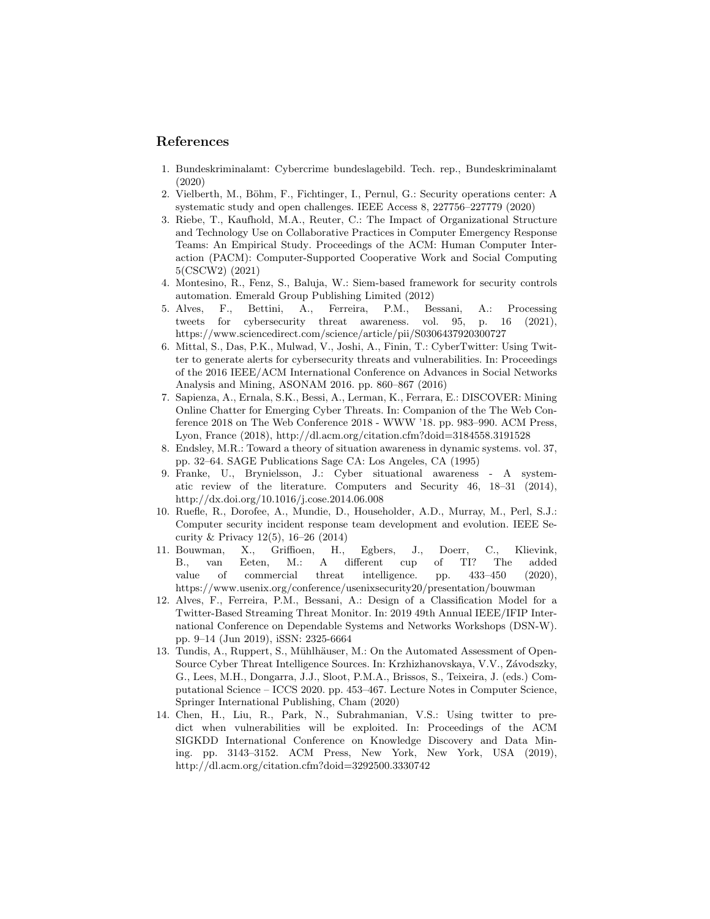## References

1. Bundeskriminalamt: Cybercrime bundeslagebild. Tech. rep., Bundeskriminalamt (2020)
2. Vielberth, M., Böhm, F., Fichtinger, I., Pernul, G.: Security operations center: A systematic study and open challenges. IEEE Access 8, 227756–227779 (2020)
3. Riebe, T., Kaufhold, M.A., Reuter, C.: The Impact of Organizational Structure and Technology Use on Collaborative Practices in Computer Emergency Response Teams: An Empirical Study. Proceedings of the ACM: Human Computer Interaction (PACM): Computer-Supported Cooperative Work and Social Computing 5(CSCW2) (2021)
4. Montesino, R., Fenz, S., Baluja, W.: Siem-based framework for security controls automation. Emerald Group Publishing Limited (2012)
5. Alves, F., Bettini, A., Ferreira, P.M., Bessani, A.: Processing tweets for cybersecurity threat awareness. vol. 95, p. 16 (2021), https://www.sciencedirect.com/science/article/pii/S0306437920300727
6. Mittal, S., Das, P.K., Mulwad, V., Joshi, A., Finin, T.: CyberTwitter: Using Twitter to generate alerts for cybersecurity threats and vulnerabilities. In: Proceedings of the 2016 IEEE/ACM International Conference on Advances in Social Networks Analysis and Mining, ASONAM 2016. pp. 860–867 (2016)
7. Sapienza, A., Ernala, S.K., Bessi, A., Lerman, K., Ferrara, E.: DISCOVER: Mining Online Chatter for Emerging Cyber Threats. In: Companion of the The Web Conference 2018 on The Web Conference 2018 - WWW '18. pp. 983–990. ACM Press, Lyon, France (2018), http://dl.acm.org/citation.cfm?doid=3184558.3191528
8. Endsley, M.R.: Toward a theory of situation awareness in dynamic systems. vol. 37, pp. 32–64. SAGE Publications Sage CA: Los Angeles, CA (1995)
9. Franke, U., Brynielsson, J.: Cyber situational awareness - A systematic review of the literature. Computers and Security 46, 18–31 (2014), http://dx.doi.org/10.1016/j.cose.2014.06.008
10. Ruefle, R., Dorofee, A., Mundie, D., Householder, A.D., Murray, M., Perl, S.J.: Computer security incident response team development and evolution. IEEE Security & Privacy 12(5), 16–26 (2014)
11. Bouwman, X., Griffioen, H., Egbers, J., Doerr, C., Klievink, B., van Eeten, M.: A different cup of TI? The added value of commercial threat intelligence. pp. 433–450 (2020), https://www.usenix.org/conference/usenixsecurity20/presentation/bouwman
12. Alves, F., Ferreira, P.M., Bessani, A.: Design of a Classification Model for a Twitter-Based Streaming Threat Monitor. In: 2019 49th Annual IEEE/IFIP International Conference on Dependable Systems and Networks Workshops (DSN-W). pp. 9–14 (Jun 2019), iSSN: 2325-6664
13. Tundis, A., Ruppert, S., Mühlhäuser, M.: On the Automated Assessment of Open-Source Cyber Threat Intelligence Sources. In: Krzhizhanovskaya, V.V., Závodszky, G., Lees, M.H., Dongarra, J.J., Sloot, P.M.A., Brissos, S., Teixeira, J. (eds.) Computational Science – ICCS 2020. pp. 453–467. Lecture Notes in Computer Science, Springer International Publishing, Cham (2020)
14. Chen, H., Liu, R., Park, N., Subrahmanian, V.S.: Using twitter to predict when vulnerabilities will be exploited. In: Proceedings of the ACM SIGKDD International Conference on Knowledge Discovery and Data Mining. pp. 3143–3152. ACM Press, New York, New York, USA (2019), http://dl.acm.org/citation.cfm?doid=3292500.3330742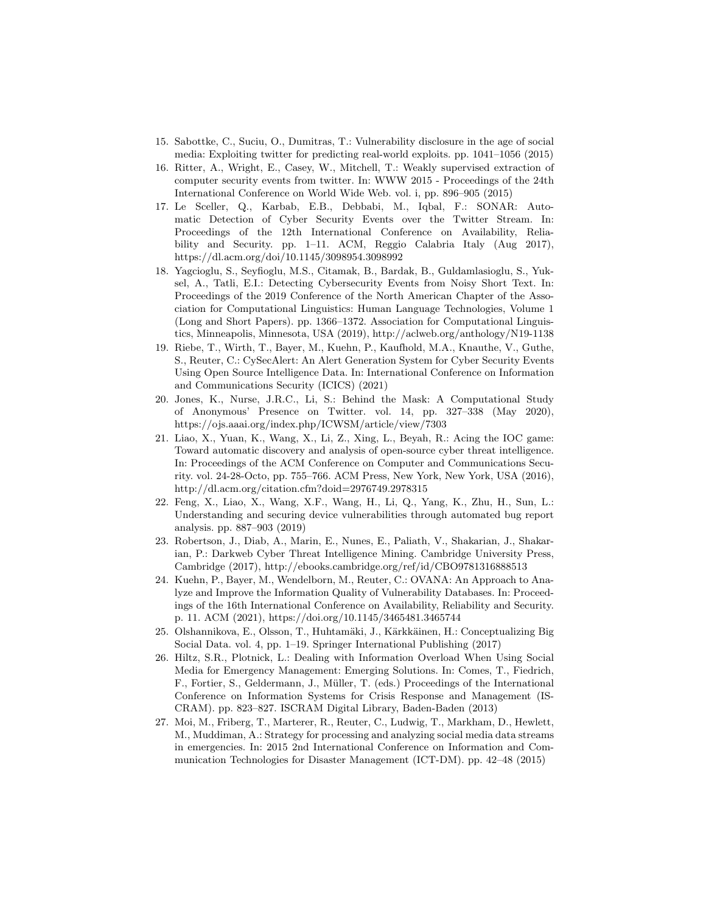15. Sabottke, C., Suciu, O., Dumitras, T.: Vulnerability disclosure in the age of social media: Exploiting twitter for predicting real-world exploits. pp. 1041–1056 (2015)
16. Ritter, A., Wright, E., Casey, W., Mitchell, T.: Weakly supervised extraction of computer security events from twitter. In: WWW 2015 - Proceedings of the 24th International Conference on World Wide Web. vol. i, pp. 896–905 (2015)
17. Le Sceller, Q., Karbab, E.B., Debbabi, M., Iqbal, F.: SONAR: Automatic Detection of Cyber Security Events over the Twitter Stream. In: Proceedings of the 12th International Conference on Availability, Reliability and Security. pp. 1–11. ACM, Reggio Calabria Italy (Aug 2017), https://dl.acm.org/doi/10.1145/3098954.3098992
18. Yagcioglu, S., Seyfioglu, M.S., Citamak, B., Bardak, B., Guldamlasioglu, S., Yuksel, A., Tatli, E.I.: Detecting Cybersecurity Events from Noisy Short Text. In: Proceedings of the 2019 Conference of the North American Chapter of the Association for Computational Linguistics: Human Language Technologies, Volume 1 (Long and Short Papers). pp. 1366–1372. Association for Computational Linguistics, Minneapolis, Minnesota, USA (2019), http://aclweb.org/anthology/N19-1138
19. Riebe, T., Wirth, T., Bayer, M., Kuehn, P., Kaufhold, M.A., Knauthe, V., Guthe, S., Reuter, C.: CySecAlert: An Alert Generation System for Cyber Security Events Using Open Source Intelligence Data. In: International Conference on Information and Communications Security (ICICS) (2021)
20. Jones, K., Nurse, J.R.C., Li, S.: Behind the Mask: A Computational Study of Anonymous' Presence on Twitter. vol. 14, pp. 327–338 (May 2020), https://ojs.aaai.org/index.php/ICWSM/article/view/7303
21. Liao, X., Yuan, K., Wang, X., Li, Z., Xing, L., Beyah, R.: Acing the IOC game: Toward automatic discovery and analysis of open-source cyber threat intelligence. In: Proceedings of the ACM Conference on Computer and Communications Security. vol. 24-28-Octo, pp. 755–766. ACM Press, New York, New York, USA (2016), http://dl.acm.org/citation.cfm?doid=2976749.2978315
22. Feng, X., Liao, X., Wang, X.F., Wang, H., Li, Q., Yang, K., Zhu, H., Sun, L.: Understanding and securing device vulnerabilities through automated bug report analysis. pp. 887–903 (2019)
23. Robertson, J., Diab, A., Marin, E., Nunes, E., Paliath, V., Shakarian, J., Shakarian, P.: Darkweb Cyber Threat Intelligence Mining. Cambridge University Press, Cambridge (2017), http://ebooks.cambridge.org/ref/id/CBO9781316888513
24. Kuehn, P., Bayer, M., Wendelborn, M., Reuter, C.: OVANA: An Approach to Analyze and Improve the Information Quality of Vulnerability Databases. In: Proceedings of the 16th International Conference on Availability, Reliability and Security. p. 11. ACM (2021), https://doi.org/10.1145/3465481.3465744
25. Olshannikova, E., Olsson, T., Huhtamäki, J., Kärkkäinen, H.: Conceptualizing Big Social Data. vol. 4, pp. 1–19. Springer International Publishing (2017)
26. Hiltz, S.R., Plotnick, L.: Dealing with Information Overload When Using Social Media for Emergency Management: Emerging Solutions. In: Comes, T., Fiedrich, F., Fortier, S., Geldermann, J., Müller, T. (eds.) Proceedings of the International Conference on Information Systems for Crisis Response and Management (ISCRAM). pp. 823–827. ISCRAM Digital Library, Baden-Baden (2013)
27. Moi, M., Friberg, T., Marterer, R., Reuter, C., Ludwig, T., Markham, D., Hewlett, M., Muddiman, A.: Strategy for processing and analyzing social media data streams in emergencies. In: 2015 2nd International Conference on Information and Communication Technologies for Disaster Management (ICT-DM). pp. 42–48 (2015)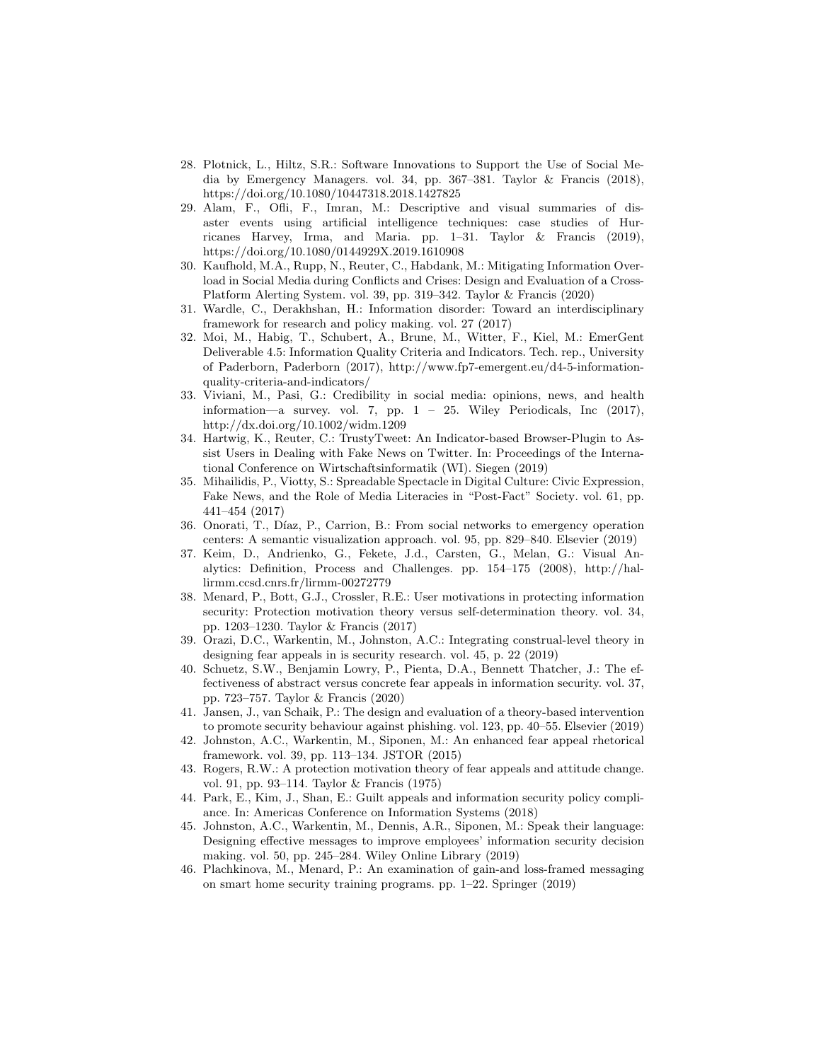28. Plotnick, L., Hiltz, S.R.: Software Innovations to Support the Use of Social Media by Emergency Managers. vol. 34, pp. 367–381. Taylor & Francis (2018), https://doi.org/10.1080/10447318.2018.1427825
29. Alam, F., Ofli, F., Imran, M.: Descriptive and visual summaries of disaster events using artificial intelligence techniques: case studies of Hurricanes Harvey, Irma, and Maria. pp. 1–31. Taylor & Francis (2019), https://doi.org/10.1080/0144929X.2019.1610908
30. Kaufhold, M.A., Rupp, N., Reuter, C., Habdank, M.: Mitigating Information Overload in Social Media during Conflicts and Crises: Design and Evaluation of a Cross-Platform Alerting System. vol. 39, pp. 319–342. Taylor & Francis (2020)
31. Wardle, C., Derakhshan, H.: Information disorder: Toward an interdisciplinary framework for research and policy making. vol. 27 (2017)
32. Moi, M., Habig, T., Schubert, A., Brune, M., Witter, F., Kiel, M.: EmerGent Deliverable 4.5: Information Quality Criteria and Indicators. Tech. rep., University of Paderborn, Paderborn (2017), http://www.fp7-emergent.eu/d4-5-information-quality-criteria-and-indicators/
33. Viviani, M., Pasi, G.: Credibility in social media: opinions, news, and health information—a survey. vol. 7, pp. 1 – 25. Wiley Periodicals, Inc (2017), http://dx.doi.org/10.1002/widm.1209
34. Hartwig, K., Reuter, C.: TrustyTweet: An Indicator-based Browser-Plugin to Assist Users in Dealing with Fake News on Twitter. In: Proceedings of the International Conference on Wirtschaftsinformatik (WI). Siegen (2019)
35. Mihailidis, P., Viotty, S.: Spreadable Spectacle in Digital Culture: Civic Expression, Fake News, and the Role of Media Literacies in "Post-Fact" Society. vol. 61, pp. 441–454 (2017)
36. Onorati, T., Díaz, P., Carrion, B.: From social networks to emergency operation centers: A semantic visualization approach. vol. 95, pp. 829–840. Elsevier (2019)
37. Keim, D., Andrienko, G., Fekete, J.d., Carsten, G., Melan, G.: Visual Analytics: Definition, Process and Challenges. pp. 154–175 (2008), http://hal-lirmm.ccsd.cnrs.fr/lirmm-00272779
38. Menard, P., Bott, G.J., Crossler, R.E.: User motivations in protecting information security: Protection motivation theory versus self-determination theory. vol. 34, pp. 1203–1230. Taylor & Francis (2017)
39. Orazi, D.C., Warkentin, M., Johnston, A.C.: Integrating construal-level theory in designing fear appeals in is security research. vol. 45, p. 22 (2019)
40. Schuetz, S.W., Benjamin Lowry, P., Pienta, D.A., Bennett Thatcher, J.: The effectiveness of abstract versus concrete fear appeals in information security. vol. 37, pp. 723–757. Taylor & Francis (2020)
41. Jansen, J., van Schaik, P.: The design and evaluation of a theory-based intervention to promote security behaviour against phishing. vol. 123, pp. 40–55. Elsevier (2019)
42. Johnston, A.C., Warkentin, M., Siponen, M.: An enhanced fear appeal rhetorical framework. vol. 39, pp. 113–134. JSTOR (2015)
43. Rogers, R.W.: A protection motivation theory of fear appeals and attitude change. vol. 91, pp. 93–114. Taylor & Francis (1975)
44. Park, E., Kim, J., Shan, E.: Guilt appeals and information security policy compliance. In: Americas Conference on Information Systems (2018)
45. Johnston, A.C., Warkentin, M., Dennis, A.R., Siponen, M.: Speak their language: Designing effective messages to improve employees' information security decision making. vol. 50, pp. 245–284. Wiley Online Library (2019)
46. Plachkinova, M., Menard, P.: An examination of gain-and loss-framed messaging on smart home security training programs. pp. 1–22. Springer (2019)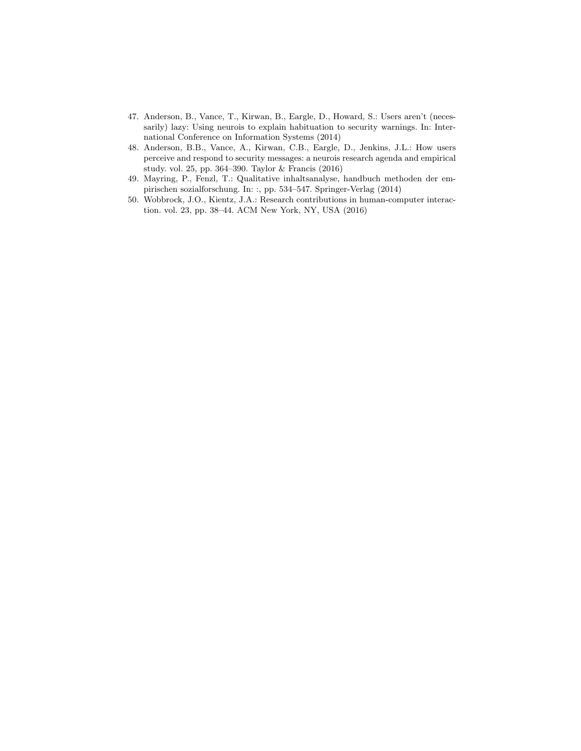47. Anderson, B., Vance, T., Kirwan, B., Eargle, D., Howard, S.: Users aren't (necessarily) lazy: Using neurois to explain habituation to security warnings. In: International Conference on Information Systems (2014)
48. Anderson, B.B., Vance, A., Kirwan, C.B., Eargle, D., Jenkins, J.L.: How users perceive and respond to security messages: a neurois research agenda and empirical study. vol. 25, pp. 364–390. Taylor & Francis (2016)
49. Mayring, P., Fenzl, T.: Qualitative inhaltsanalyse, handbuch methoden der empirischen sozialforschung. In: :, pp. 534–547. Springer-Verlag (2014)
50. Wobbrock, J.O., Kientz, J.A.: Research contributions in human-computer interaction. vol. 23, pp. 38–44. ACM New York, NY, USA (2016)